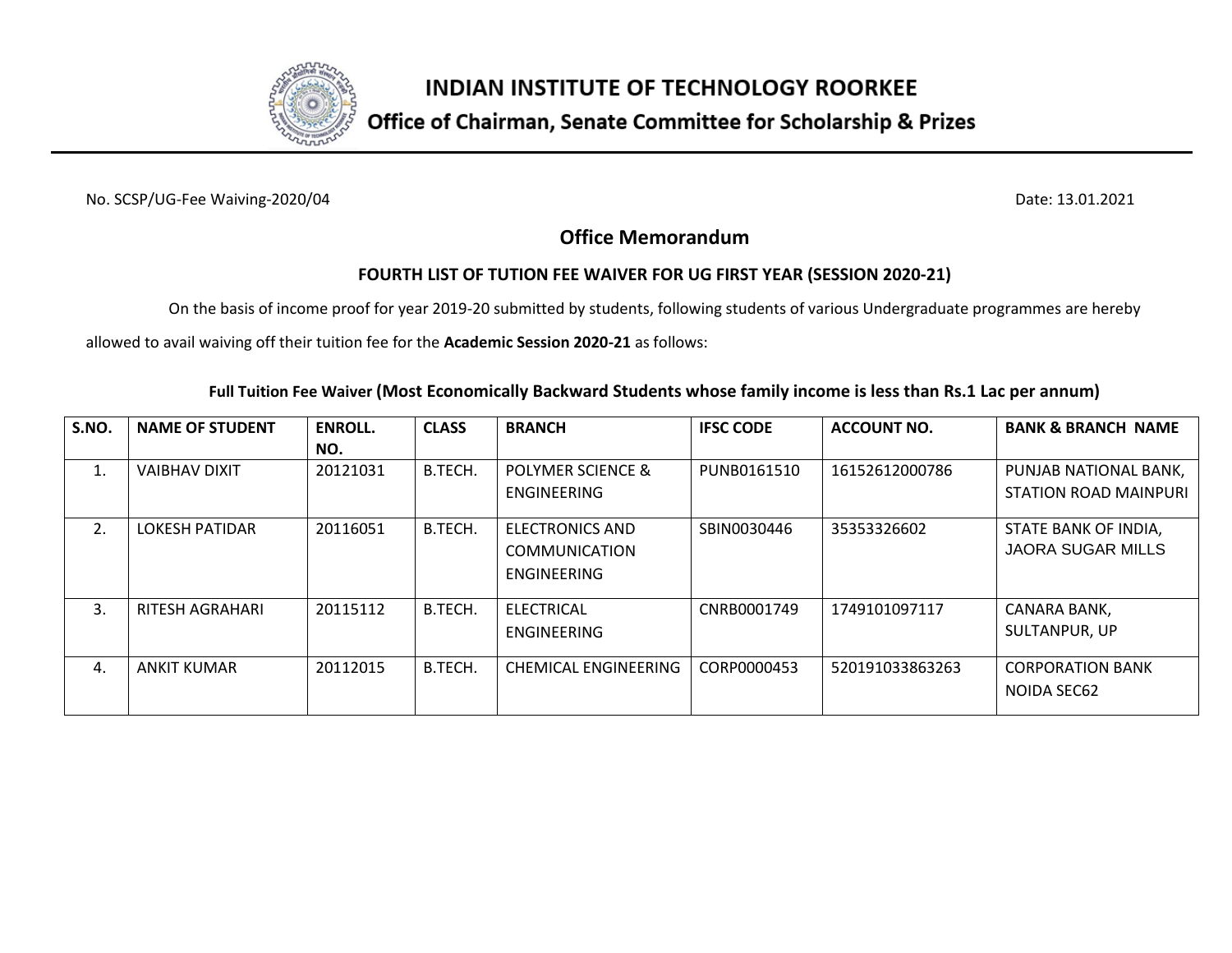# INDIAN INSTITUTE OF TECHNOLOGY ROORKEE

## Office of Chairman, Senate Committee for Scholarship & Prizes

No. SCSP/UG-Fee Waiving-2020/04 Date: 13.01.2021

## Office Memorandum

### FOURTH LIST OF TUTION FEE WAIVER FOR UG FIRST YEAR (SESSION 2020-21)

On the basis of income proof for year 2019-20 submitted by students, following students of various Undergraduate programmes are hereby allowed to avail waiving off their tuition fee for the **Academic Session 2020-21** as follows:

**Full Tuition Fee Waiver (Most Economically Backward Students whose family income is less than Rs.1 Lac per annum)**

| S.NO. | NAME OF STUDENT | ENROLL. NO. | CLASS | BRANCH | IFSC CODE | ACCOUNT NO. | BANK & BRANCH NAME |
|---|---|---|---|---|---|---|---|
| 1. | VAIBHAV DIXIT | 20121031 | B.TECH. | POLYMER SCIENCE & ENGINEERING | PUNB0161510 | 16152612000786 | PUNJAB NATIONAL BANK, STATION ROAD MAINPURI |
| 2. | LOKESH PATIDAR | 20116051 | B.TECH. | ELECTRONICS AND COMMUNICATION ENGINEERING | SBIN0030446 | 35353326602 | STATE BANK OF INDIA, JAORA SUGAR MILLS |
| 3. | RITESH AGRAHARI | 20115112 | B.TECH. | ELECTRICAL ENGINEERING | CNRB0001749 | 1749101097117 | CANARA BANK, SULTANPUR, UP |
| 4. | ANKIT KUMAR | 20112015 | B.TECH. | CHEMICAL ENGINEERING | CORP0000453 | 520191033863263 | CORPORATION BANK NOIDA SEC62 |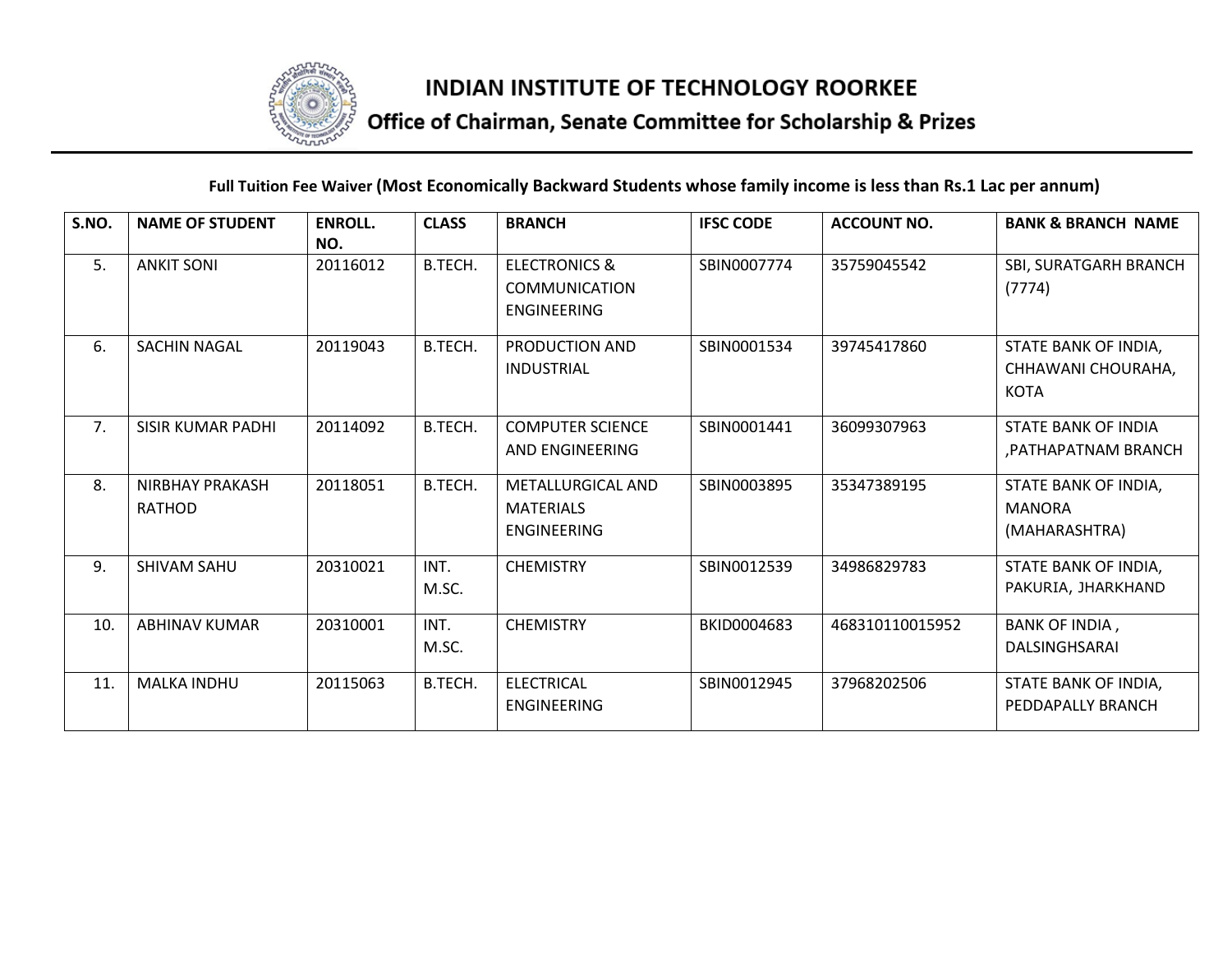# INDIAN INSTITUTE OF TECHNOLOGY ROORKEE

## Office of Chairman, Senate Committee for Scholarship & Prizes

**Full Tuition Fee Waiver (Most Economically Backward Students whose family income is less than Rs.1 Lac per annum)**

| S.NO. | NAME OF STUDENT | ENROLL. NO. | CLASS | BRANCH | IFSC CODE | ACCOUNT NO. | BANK & BRANCH NAME |
|---|---|---|---|---|---|---|---|
| 5. | ANKIT SONI | 20116012 | B.TECH. | ELECTRONICS & COMMUNICATION ENGINEERING | SBIN0007774 | 35759045542 | SBI, SURATGARH BRANCH (7774) |
| 6. | SACHIN NAGAL | 20119043 | B.TECH. | PRODUCTION AND INDUSTRIAL | SBIN0001534 | 39745417860 | STATE BANK OF INDIA, CHHAWANI CHOURAHA, KOTA |
| 7. | SISIR KUMAR PADHI | 20114092 | B.TECH. | COMPUTER SCIENCE AND ENGINEERING | SBIN0001441 | 36099307963 | STATE BANK OF INDIA ,PATHAPATNAM BRANCH |
| 8. | NIRBHAY PRAKASH RATHOD | 20118051 | B.TECH. | METALLURGICAL AND MATERIALS ENGINEERING | SBIN0003895 | 35347389195 | STATE BANK OF INDIA, MANORA (MAHARASHTRA) |
| 9. | SHIVAM SAHU | 20310021 | INT. M.SC. | CHEMISTRY | SBIN0012539 | 34986829783 | STATE BANK OF INDIA, PAKURIA, JHARKHAND |
| 10. | ABHINAV KUMAR | 20310001 | INT. M.SC. | CHEMISTRY | BKID0004683 | 468310110015952 | BANK OF INDIA , DALSINGHSARAI |
| 11. | MALKA INDHU | 20115063 | B.TECH. | ELECTRICAL ENGINEERING | SBIN0012945 | 37968202506 | STATE BANK OF INDIA, PEDDAPALLY BRANCH |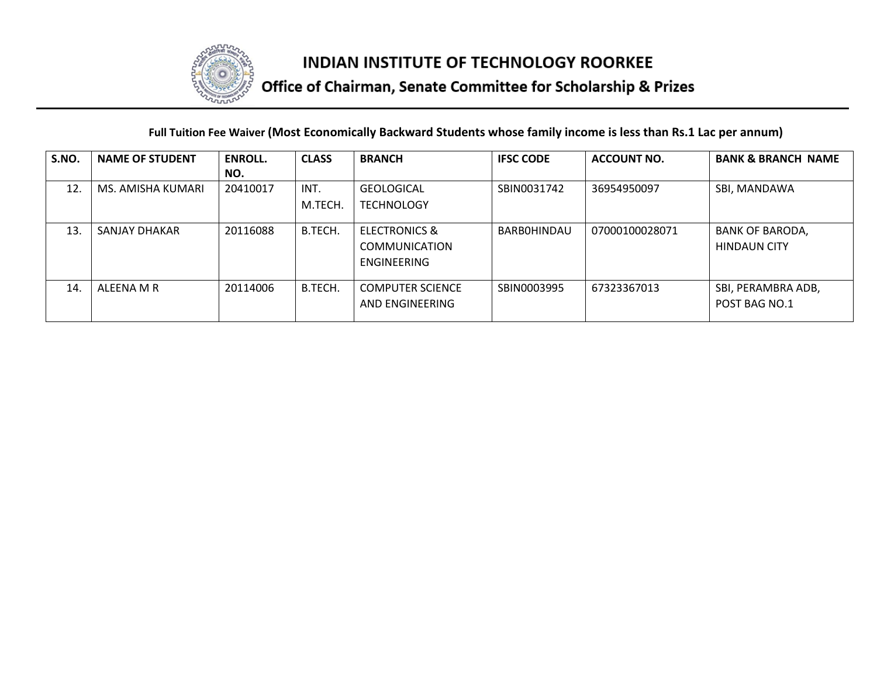# INDIAN INSTITUTE OF TECHNOLOGY ROORKEE

## Office of Chairman, Senate Committee for Scholarship & Prizes

**Full Tuition Fee Waiver (Most Economically Backward Students whose family income is less than Rs.1 Lac per annum)**

| S.NO. | NAME OF STUDENT | ENROLL. NO. | CLASS | BRANCH | IFSC CODE | ACCOUNT NO. | BANK & BRANCH NAME |
|---|---|---|---|---|---|---|---|
| 12. | MS. AMISHA KUMARI | 20410017 | INT. M.TECH. | GEOLOGICAL TECHNOLOGY | SBIN0031742 | 36954950097 | SBI, MANDAWA |
| 13. | SANJAY DHAKAR | 20116088 | B.TECH. | ELECTRONICS & COMMUNICATION ENGINEERING | BARB0HINDAU | 07000100028071 | BANK OF BARODA, HINDAUN CITY |
| 14. | ALEENA M R | 20114006 | B.TECH. | COMPUTER SCIENCE AND ENGINEERING | SBIN0003995 | 67323367013 | SBI, PERAMBRA ADB, POST BAG NO.1 |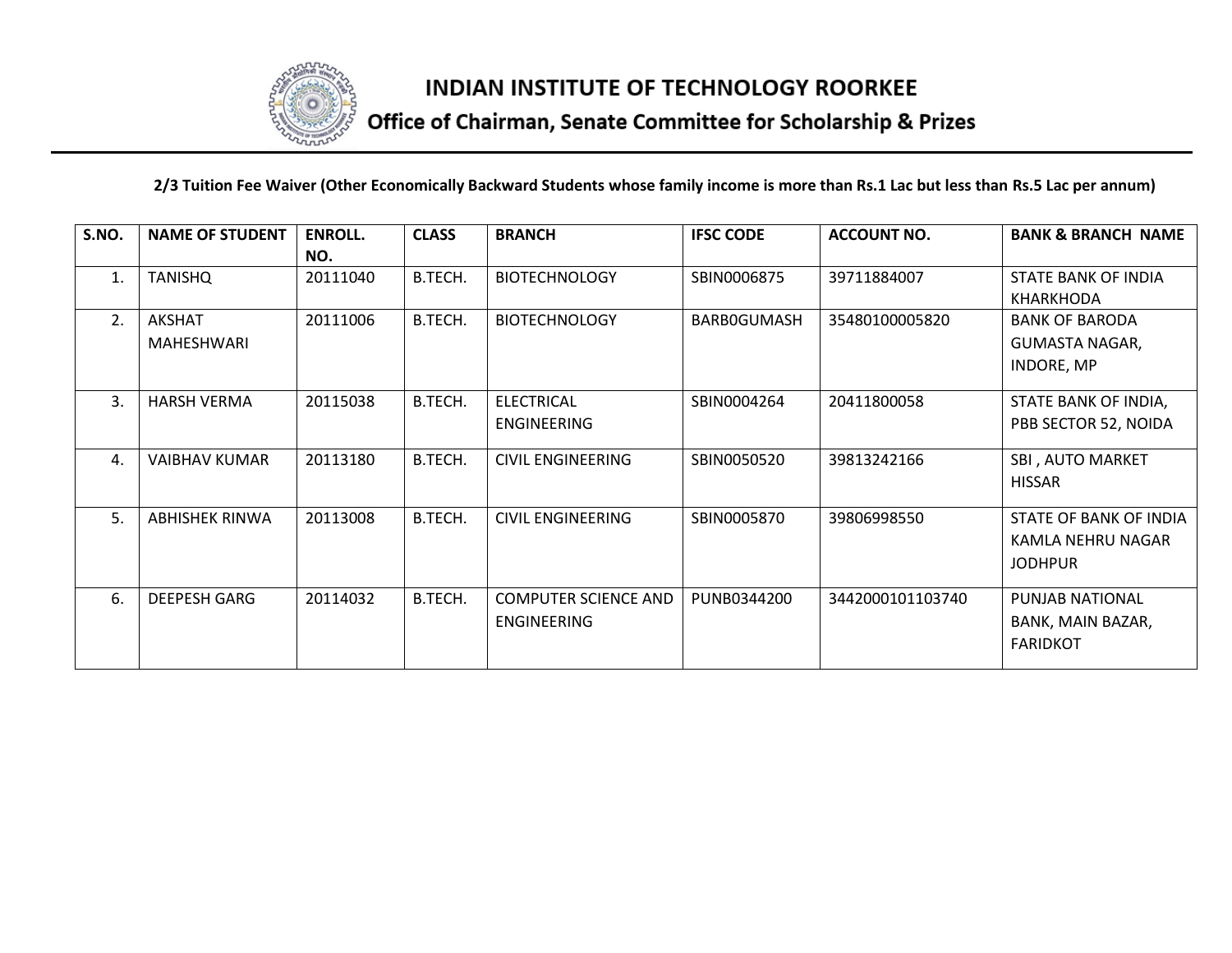# INDIAN INSTITUTE OF TECHNOLOGY ROORKEE

## Office of Chairman, Senate Committee for Scholarship & Prizes

**2/3 Tuition Fee Waiver (Other Economically Backward Students whose family income is more than Rs.1 Lac but less than Rs.5 Lac per annum)**

| S.NO. | NAME OF STUDENT | ENROLL. NO. | CLASS | BRANCH | IFSC CODE | ACCOUNT NO. | BANK & BRANCH NAME |
|---|---|---|---|---|---|---|---|
| 1. | TANISHQ | 20111040 | B.TECH. | BIOTECHNOLOGY | SBIN0006875 | 39711884007 | STATE BANK OF INDIA KHARKHODA |
| 2. | AKSHAT MAHESHWARI | 20111006 | B.TECH. | BIOTECHNOLOGY | BARB0GUMASH | 35480100005820 | BANK OF BARODA GUMASTA NAGAR, INDORE, MP |
| 3. | HARSH VERMA | 20115038 | B.TECH. | ELECTRICAL ENGINEERING | SBIN0004264 | 20411800058 | STATE BANK OF INDIA, PBB SECTOR 52, NOIDA |
| 4. | VAIBHAV KUMAR | 20113180 | B.TECH. | CIVIL ENGINEERING | SBIN0050520 | 39813242166 | SBI , AUTO MARKET HISSAR |
| 5. | ABHISHEK RINWA | 20113008 | B.TECH. | CIVIL ENGINEERING | SBIN0005870 | 39806998550 | STATE OF BANK OF INDIA KAMLA NEHRU NAGAR JODHPUR |
| 6. | DEEPESH GARG | 20114032 | B.TECH. | COMPUTER SCIENCE AND ENGINEERING | PUNB0344200 | 3442000101103740 | PUNJAB NATIONAL BANK, MAIN BAZAR, FARIDKOT |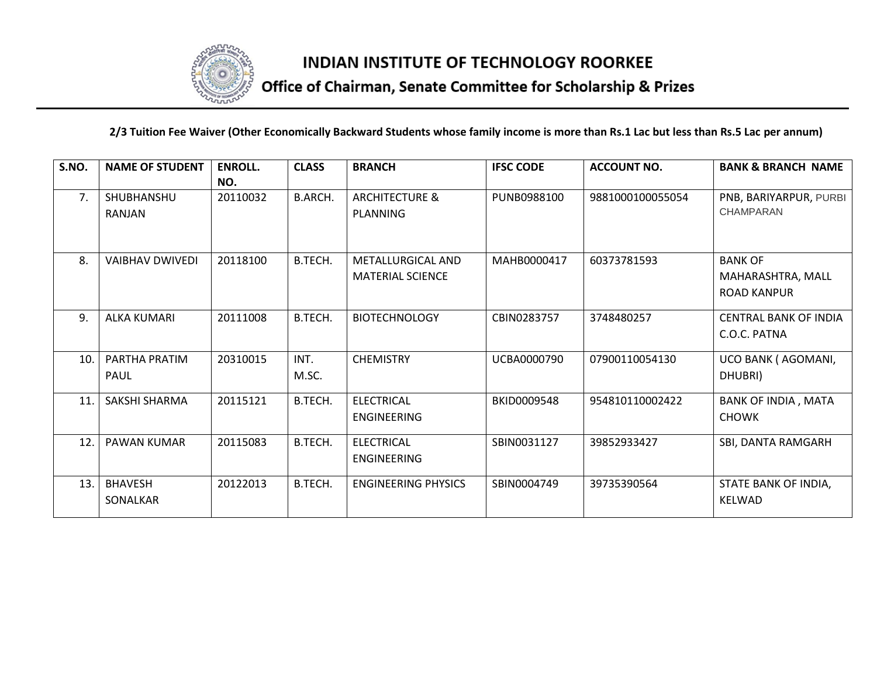# INDIAN INSTITUTE OF TECHNOLOGY ROORKEE

## Office of Chairman, Senate Committee for Scholarship & Prizes

**2/3 Tuition Fee Waiver (Other Economically Backward Students whose family income is more than Rs.1 Lac but less than Rs.5 Lac per annum)**

| S.NO. | NAME OF STUDENT | ENROLL. NO. | CLASS | BRANCH | IFSC CODE | ACCOUNT NO. | BANK & BRANCH NAME |
|---|---|---|---|---|---|---|---|
| 7. | SHUBHANSHU RANJAN | 20110032 | B.ARCH. | ARCHITECTURE & PLANNING | PUNB0988100 | 9881000100055054 | PNB, BARIYARPUR, PURBI CHAMPARAN |
| 8. | VAIBHAV DWIVEDI | 20118100 | B.TECH. | METALLURGICAL AND MATERIAL SCIENCE | MAHB0000417 | 60373781593 | BANK OF MAHARASHTRA, MALL ROAD KANPUR |
| 9. | ALKA KUMARI | 20111008 | B.TECH. | BIOTECHNOLOGY | CBIN0283757 | 3748480257 | CENTRAL BANK OF INDIA C.O.C. PATNA |
| 10. | PARTHA PRATIM PAUL | 20310015 | INT. M.SC. | CHEMISTRY | UCBA0000790 | 07900110054130 | UCO BANK ( AGOMANI, DHUBRI) |
| 11. | SAKSHI SHARMA | 20115121 | B.TECH. | ELECTRICAL ENGINEERING | BKID0009548 | 954810110002422 | BANK OF INDIA , MATA CHOWK |
| 12. | PAWAN KUMAR | 20115083 | B.TECH. | ELECTRICAL ENGINEERING | SBIN0031127 | 39852933427 | SBI, DANTA RAMGARH |
| 13. | BHAVESH SONALKAR | 20122013 | B.TECH. | ENGINEERING PHYSICS | SBIN0004749 | 39735390564 | STATE BANK OF INDIA, KELWAD |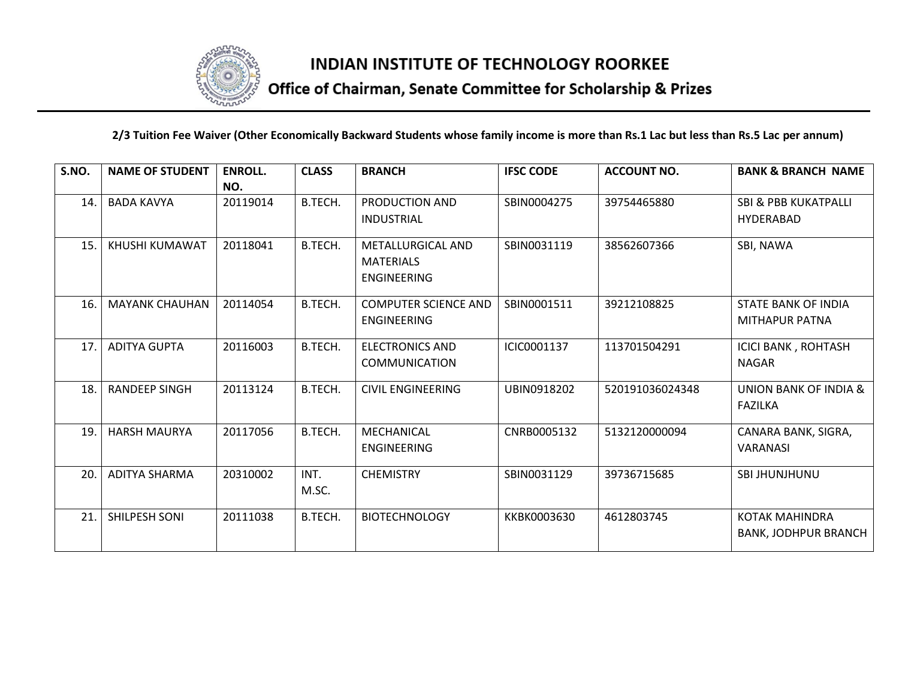# INDIAN INSTITUTE OF TECHNOLOGY ROORKEE

## Office of Chairman, Senate Committee for Scholarship & Prizes

**2/3 Tuition Fee Waiver (Other Economically Backward Students whose family income is more than Rs.1 Lac but less than Rs.5 Lac per annum)**

| S.NO. | NAME OF STUDENT | ENROLL. NO. | CLASS | BRANCH | IFSC CODE | ACCOUNT NO. | BANK & BRANCH NAME |
|---|---|---|---|---|---|---|---|
| 14. | BADA KAVYA | 20119014 | B.TECH. | PRODUCTION AND INDUSTRIAL | SBIN0004275 | 39754465880 | SBI & PBB KUKATPALLI HYDERABAD |
| 15. | KHUSHI KUMAWAT | 20118041 | B.TECH. | METALLURGICAL AND MATERIALS ENGINEERING | SBIN0031119 | 38562607366 | SBI, NAWA |
| 16. | MAYANK CHAUHAN | 20114054 | B.TECH. | COMPUTER SCIENCE AND ENGINEERING | SBIN0001511 | 39212108825 | STATE BANK OF INDIA MITHAPUR PATNA |
| 17. | ADITYA GUPTA | 20116003 | B.TECH. | ELECTRONICS AND COMMUNICATION | ICIC0001137 | 113701504291 | ICICI BANK , ROHTASH NAGAR |
| 18. | RANDEEP SINGH | 20113124 | B.TECH. | CIVIL ENGINEERING | UBIN0918202 | 520191036024348 | UNION BANK OF INDIA & FAZILKA |
| 19. | HARSH MAURYA | 20117056 | B.TECH. | MECHANICAL ENGINEERING | CNRB0005132 | 5132120000094 | CANARA BANK, SIGRA, VARANASI |
| 20. | ADITYA SHARMA | 20310002 | INT. M.SC. | CHEMISTRY | SBIN0031129 | 39736715685 | SBI JHUNJHUNU |
| 21. | SHILPESH SONI | 20111038 | B.TECH. | BIOTECHNOLOGY | KKBK0003630 | 4612803745 | KOTAK MAHINDRA BANK, JODHPUR BRANCH |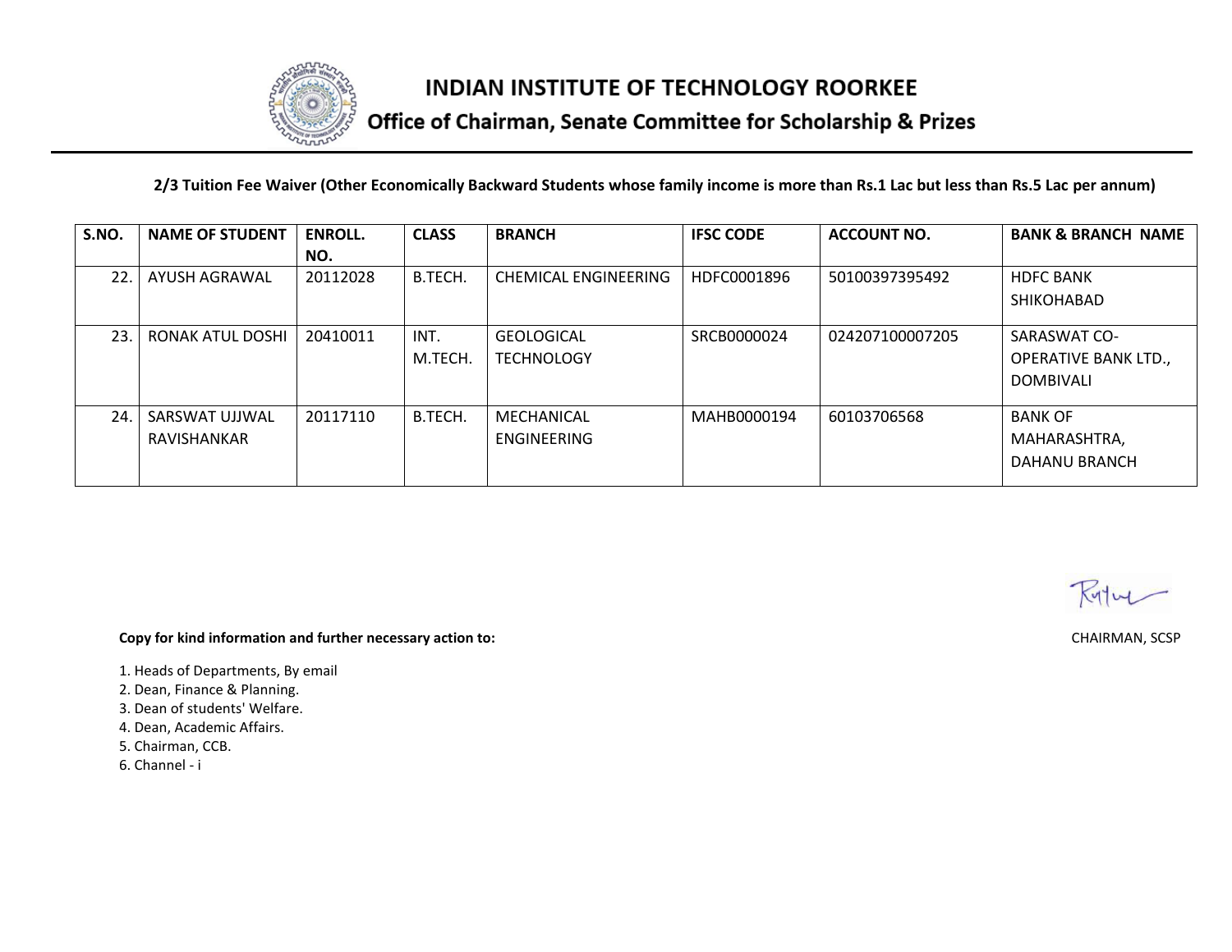# INDIAN INSTITUTE OF TECHNOLOGY ROORKEE

## Office of Chairman, Senate Committee for Scholarship & Prizes

**2/3 Tuition Fee Waiver (Other Economically Backward Students whose family income is more than Rs.1 Lac but less than Rs.5 Lac per annum)**

| S.NO. | NAME OF STUDENT | ENROLL. NO. | CLASS | BRANCH | IFSC CODE | ACCOUNT NO. | BANK & BRANCH NAME |
|---|---|---|---|---|---|---|---|
| 22. | AYUSH AGRAWAL | 20112028 | B.TECH. | CHEMICAL ENGINEERING | HDFC0001896 | 50100397395492 | HDFC BANK SHIKOHABAD |
| 23. | RONAK ATUL DOSHI | 20410011 | INT. M.TECH. | GEOLOGICAL TECHNOLOGY | SRCB0000024 | 024207100007205 | SARASWAT CO-OPERATIVE BANK LTD., DOMBIVALI |
| 24. | SARSWAT UJJWAL RAVISHANKAR | 20117110 | B.TECH. | MECHANICAL ENGINEERING | MAHB0000194 | 60103706568 | BANK OF MAHARASHTRA, DAHANU BRANCH |

CHAIRMAN, SCSP

**Copy for kind information and further necessary action to:**

1. Heads of Departments, By email
2. Dean, Finance & Planning.
3. Dean of students' Welfare.
4. Dean, Academic Affairs.
5. Chairman, CCB.
6. Channel - i